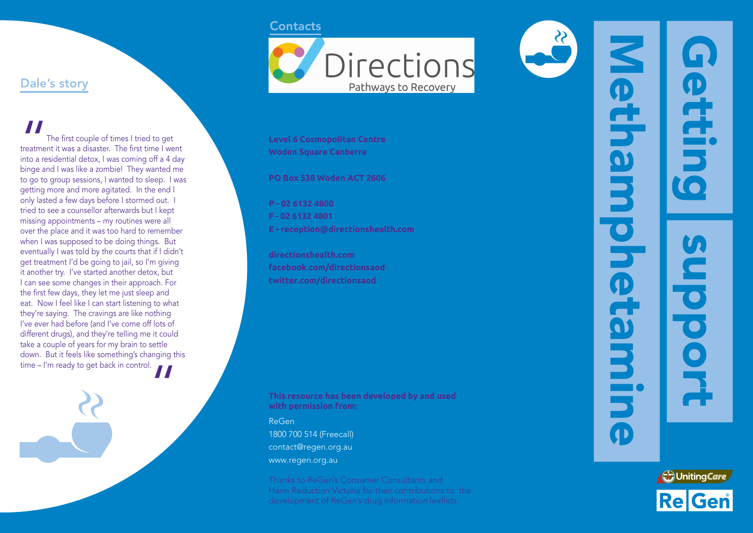## Dale's story

"The first couple of times I tried to get treatment it was a disaster. The first time I went into a residential detox, I was coming off a 4 day binge and I was like a zombie! They wanted me to go to group sessions, I wanted to sleep. I was getting more and more agitated. In the end I only lasted a few days before I stormed out. I tried to see a counsellor afterwards but I kept missing appointments – my routines were all over the place and it was too hard to remember when I was supposed to be doing things. But eventually I was told by the courts that if I didn't get treatment I'd be going to jail, so I'm giving it another try. I've started another detox, but I can see some changes in their approach. For the first few days, they let me just sleep and eat. Now I feel like I can start listening to what they're saying. The cravings are like nothing I've ever had before (and I've come off lots of different drugs), and they're telling me it could take a couple of years for my brain to settle down. But it feels like something's changing this time – I'm ready to get back in control."

## Contacts

Directions
Pathways to Recovery

**Level 6 Cosmopolitan Centre**
**Woden Square Canberra**

**PO Box 538 Woden ACT 2606**

**P - 02 6132 4800**
**F - 02 6132 4801**
**E - reception@directionshealth.com**

**directionshealth.com**
**facebook.com/directionsaod**
**twitter.com/directionsaod**

**This resource has been developed by and used with permission from:**

ReGen
1800 700 514 (Freecall)
contact@regen.org.au
www.regen.org.au

Thanks to ReGen's Consumer Consultants and Harm Reduction Victoria for their contributions to the development of ReGen's drug information leaflets.

# Methamphetamine

# Getting support

UnitingCare
ReGen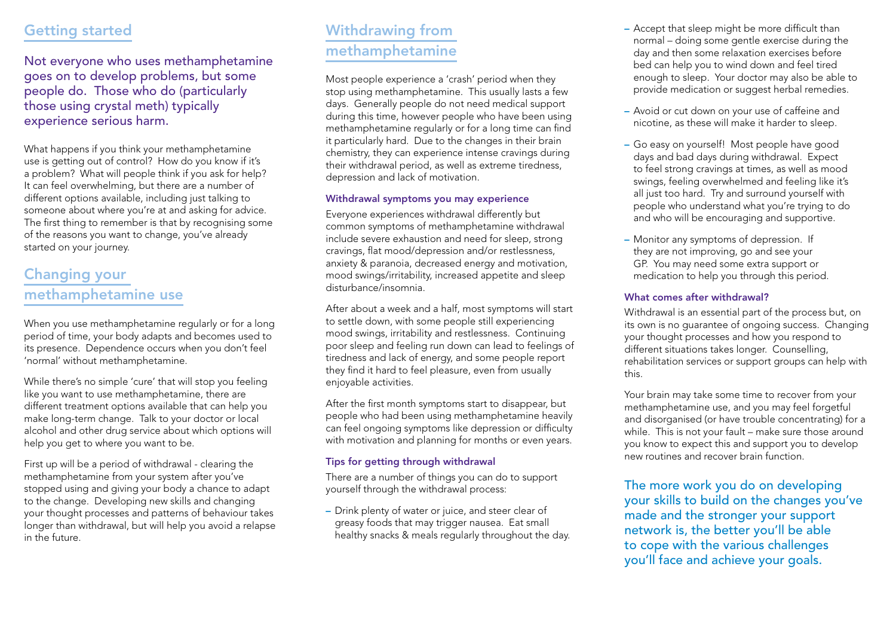## Getting started

Not everyone who uses methamphetamine goes on to develop problems, but some people do. Those who do (particularly those using crystal meth) typically experience serious harm.

What happens if you think your methamphetamine use is getting out of control? How do you know if it's a problem? What will people think if you ask for help? It can feel overwhelming, but there are a number of different options available, including just talking to someone about where you're at and asking for advice. The first thing to remember is that by recognising some of the reasons you want to change, you've already started on your journey.

## Changing your methamphetamine use

When you use methamphetamine regularly or for a long period of time, your body adapts and becomes used to its presence. Dependence occurs when you don't feel 'normal' without methamphetamine.

While there's no simple 'cure' that will stop you feeling like you want to use methamphetamine, there are different treatment options available that can help you make long-term change. Talk to your doctor or local alcohol and other drug service about which options will help you get to where you want to be.

First up will be a period of withdrawal - clearing the methamphetamine from your system after you've stopped using and giving your body a chance to adapt to the change. Developing new skills and changing your thought processes and patterns of behaviour takes longer than withdrawal, but will help you avoid a relapse in the future.

## Withdrawing from methamphetamine

Most people experience a 'crash' period when they stop using methamphetamine. This usually lasts a few days. Generally people do not need medical support during this time, however people who have been using methamphetamine regularly or for a long time can find it particularly hard. Due to the changes in their brain chemistry, they can experience intense cravings during their withdrawal period, as well as extreme tiredness, depression and lack of motivation.

### Withdrawal symptoms you may experience

Everyone experiences withdrawal differently but common symptoms of methamphetamine withdrawal include severe exhaustion and need for sleep, strong cravings, flat mood/depression and/or restlessness, anxiety & paranoia, decreased energy and motivation, mood swings/irritability, increased appetite and sleep disturbance/insomnia.

After about a week and a half, most symptoms will start to settle down, with some people still experiencing mood swings, irritability and restlessness. Continuing poor sleep and feeling run down can lead to feelings of tiredness and lack of energy, and some people report they find it hard to feel pleasure, even from usually enjoyable activities.

After the first month symptoms start to disappear, but people who had been using methamphetamine heavily can feel ongoing symptoms like depression or difficulty with motivation and planning for months or even years.

### Tips for getting through withdrawal

There are a number of things you can do to support yourself through the withdrawal process:

- Drink plenty of water or juice, and steer clear of greasy foods that may trigger nausea. Eat small healthy snacks & meals regularly throughout the day.
- Accept that sleep might be more difficult than normal – doing some gentle exercise during the day and then some relaxation exercises before bed can help you to wind down and feel tired enough to sleep. Your doctor may also be able to provide medication or suggest herbal remedies.
- Avoid or cut down on your use of caffeine and nicotine, as these will make it harder to sleep.
- Go easy on yourself! Most people have good days and bad days during withdrawal. Expect to feel strong cravings at times, as well as mood swings, feeling overwhelmed and feeling like it's all just too hard. Try and surround yourself with people who understand what you're trying to do and who will be encouraging and supportive.
- Monitor any symptoms of depression. If they are not improving, go and see your GP. You may need some extra support or medication to help you through this period.

### What comes after withdrawal?

Withdrawal is an essential part of the process but, on its own is no guarantee of ongoing success. Changing your thought processes and how you respond to different situations takes longer. Counselling, rehabilitation services or support groups can help with this.

Your brain may take some time to recover from your methamphetamine use, and you may feel forgetful and disorganised (or have trouble concentrating) for a while. This is not your fault – make sure those around you know to expect this and support you to develop new routines and recover brain function.

The more work you do on developing your skills to build on the changes you've made and the stronger your support network is, the better you'll be able to cope with the various challenges you'll face and achieve your goals.